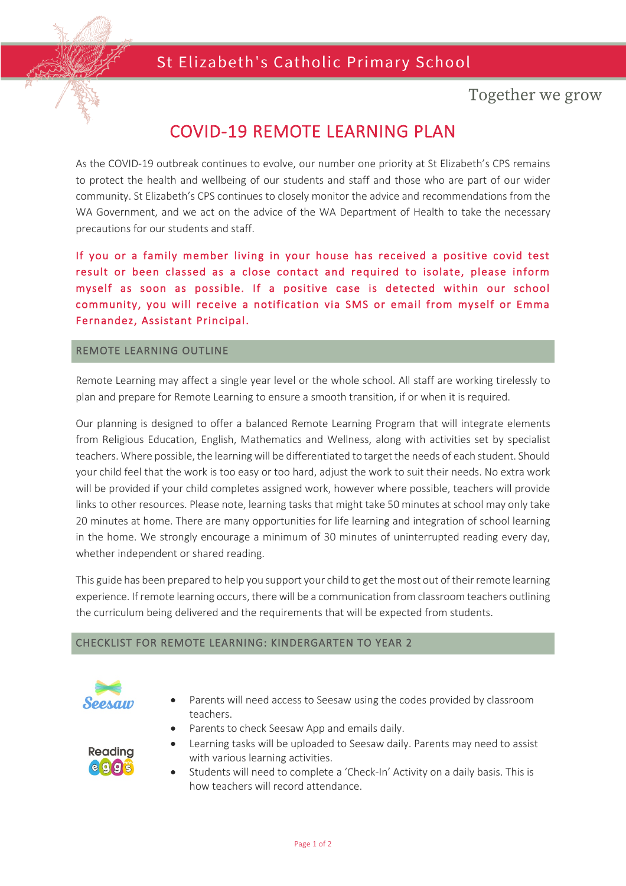St Elizabeth's Catholic Primary School

Together we grow

# COVID-19 REMOTE LEARNING PLAN

As the COVID-19 outbreak continues to evolve, our number one priority at St Elizabeth's CPS remains to protect the health and wellbeing of our students and staff and those who are part of our wider community. St Elizabeth's CPS continues to closely monitor the advice and recommendations from the WA Government, and we act on the advice of the WA Department of Health to take the necessary precautions for our students and staff.

If you or a family member living in your house has received a positive covid test result or been classed as a close contact and required to isolate, please inform myself as soon as possible. If a positive case is detected within our school community, you will receive a notification via SMS or email from myself or Emma Fernandez, Assistant Principal.

## REMOTE LEARNING OUTLINE

Remote Learning may affect a single year level or the whole school. All staff are working tirelessly to plan and prepare for Remote Learning to ensure a smooth transition, if or when it is required.

Our planning is designed to offer a balanced Remote Learning Program that will integrate elements from Religious Education, English, Mathematics and Wellness, along with activities set by specialist teachers. Where possible, the learning will be differentiated to target the needs of each student. Should your child feel that the work is too easy or too hard, adjust the work to suit their needs. No extra work will be provided if your child completes assigned work, however where possible, teachers will provide links to other resources. Please note, learning tasks that might take 50 minutes at school may only take 20 minutes at home. There are many opportunities for life learning and integration of school learning in the home. We strongly encourage a minimum of 30 minutes of uninterrupted reading every day, whether independent or shared reading.

This guide has been prepared to help you support your child to get the most out of their remote learning experience. If remote learning occurs, there will be a communication from classroom teachers outlining the curriculum being delivered and the requirements that will be expected from students.

## CHECKLIST FOR REMOTE LEARNING: KINDERGARTEN TO YEAR 2

Seesaw

Reading eggs

- Parents will need access to Seesaw using the codes provided by classroom teachers.
- Parents to check Seesaw App and emails daily.
- Learning tasks will be uploaded to Seesaw daily. Parents may need to assist with various learning activities.
- Students will need to complete a 'Check-In' Activity on a daily basis. This is how teachers will record attendance.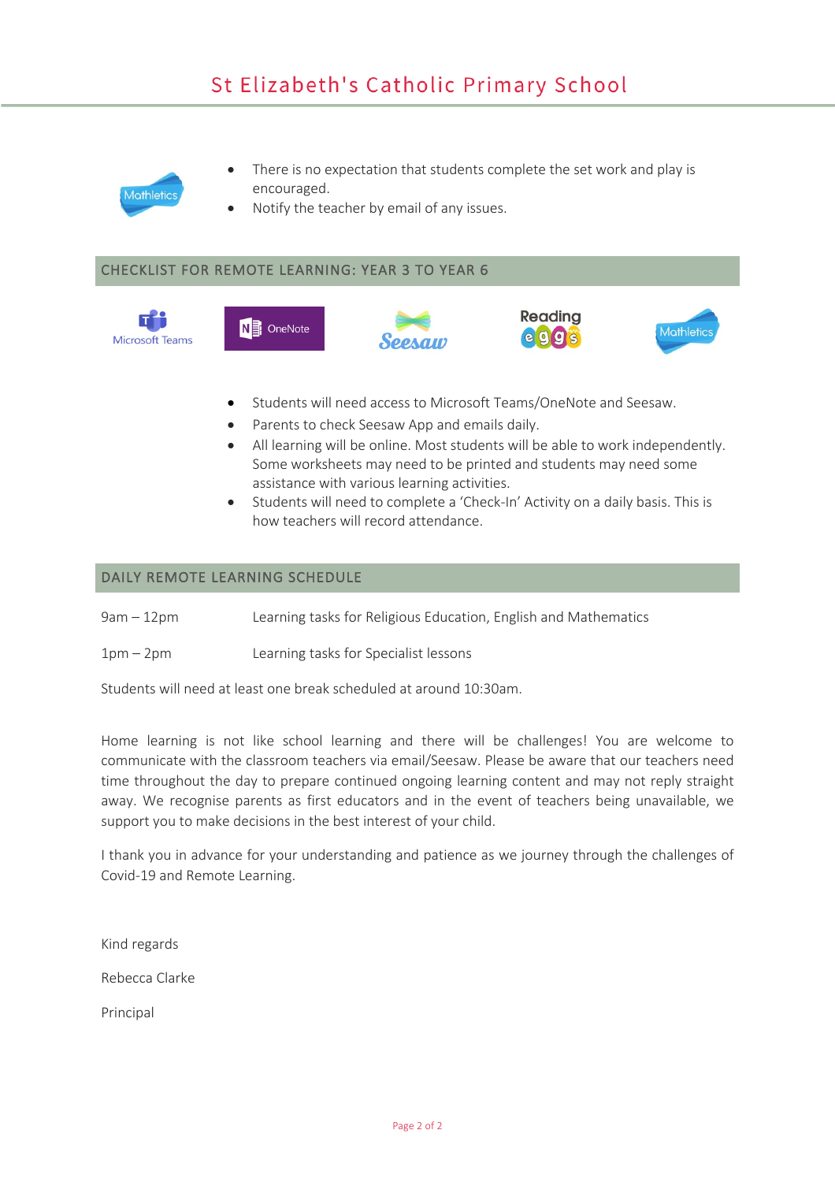- There is no expectation that students complete the set work and play is encouraged.
- Notify the teacher by email of any issues.

## CHECKLIST FOR REMOTE LEARNING: YEAR 3 TO YEAR 6

- Students will need access to Microsoft Teams/OneNote and Seesaw.
- Parents to check Seesaw App and emails daily.
- All learning will be online. Most students will be able to work independently. Some worksheets may need to be printed and students may need some assistance with various learning activities.
- Students will need to complete a 'Check-In' Activity on a daily basis. This is how teachers will record attendance.

## DAILY REMOTE LEARNING SCHEDULE

| | |
|---|---|
| 9am – 12pm | Learning tasks for Religious Education, English and Mathematics |
| 1pm – 2pm | Learning tasks for Specialist lessons |

Students will need at least one break scheduled at around 10:30am.

Home learning is not like school learning and there will be challenges! You are welcome to communicate with the classroom teachers via email/Seesaw. Please be aware that our teachers need time throughout the day to prepare continued ongoing learning content and may not reply straight away. We recognise parents as first educators and in the event of teachers being unavailable, we support you to make decisions in the best interest of your child.

I thank you in advance for your understanding and patience as we journey through the challenges of Covid-19 and Remote Learning.

Kind regards

Rebecca Clarke

Principal